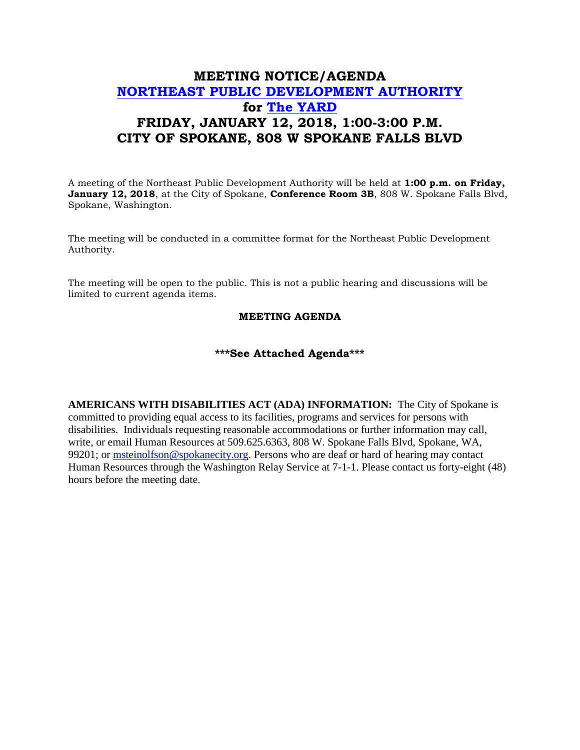# MEETING NOTICE/AGENDA
# NORTHEAST PUBLIC DEVELOPMENT AUTHORITY
# for The YARD
# FRIDAY, JANUARY 12, 2018, 1:00-3:00 P.M.
# CITY OF SPOKANE, 808 W SPOKANE FALLS BLVD

A meeting of the Northeast Public Development Authority will be held at **1:00 p.m. on Friday, January 12, 2018**, at the City of Spokane, **Conference Room 3B**, 808 W. Spokane Falls Blvd, Spokane, Washington.

The meeting will be conducted in a committee format for the Northeast Public Development Authority.

The meeting will be open to the public. This is not a public hearing and discussions will be limited to current agenda items.

**MEETING AGENDA**

**\*\*\*See Attached Agenda\*\*\***

**AMERICANS WITH DISABILITIES ACT (ADA) INFORMATION:** The City of Spokane is committed to providing equal access to its facilities, programs and services for persons with disabilities. Individuals requesting reasonable accommodations or further information may call, write, or email Human Resources at 509.625.6363, 808 W. Spokane Falls Blvd, Spokane, WA, 99201; or msteinolfson@spokanecity.org. Persons who are deaf or hard of hearing may contact Human Resources through the Washington Relay Service at 7-1-1. Please contact us forty-eight (48) hours before the meeting date.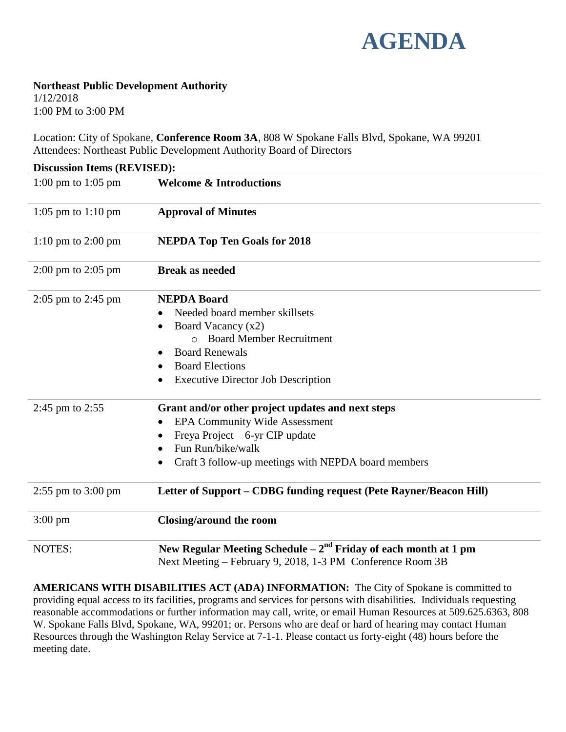# AGENDA

**Northeast Public Development Authority**
1/12/2018
1:00 PM to 3:00 PM

Location: City of Spokane, **Conference Room 3A**, 808 W Spokane Falls Blvd, Spokane, WA 99201
Attendees: Northeast Public Development Authority Board of Directors

**Discussion Items (REVISED):**

| | |
|---|---|
| 1:00 pm to 1:05 pm | **Welcome & Introductions** |
| 1:05 pm to 1:10 pm | **Approval of Minutes** |
| 1:10 pm to 2:00 pm | **NEPDA Top Ten Goals for 2018** |
| 2:00 pm to 2:05 pm | **Break as needed** |
| 2:05 pm to 2:45 pm | **NEPDA Board**<br>• Needed board member skillsets<br>• Board Vacancy (x2)<br>&nbsp;&nbsp;&nbsp;&nbsp;o Board Member Recruitment<br>• Board Renewals<br>• Board Elections<br>• Executive Director Job Description |
| 2:45 pm to 2:55 | **Grant and/or other project updates and next steps**<br>• EPA Community Wide Assessment<br>• Freya Project – 6-yr CIP update<br>• Fun Run/bike/walk<br>• Craft 3 follow-up meetings with NEPDA board members |
| 2:55 pm to 3:00 pm | **Letter of Support – CDBG funding request (Pete Rayner/Beacon Hill)** |
| 3:00 pm | **Closing/around the room** |
| NOTES: | **New Regular Meeting Schedule – 2nd Friday of each month at 1 pm**<br>Next Meeting – February 9, 2018, 1-3 PM Conference Room 3B |

**AMERICANS WITH DISABILITIES ACT (ADA) INFORMATION:** The City of Spokane is committed to providing equal access to its facilities, programs and services for persons with disabilities. Individuals requesting reasonable accommodations or further information may call, write, or email Human Resources at 509.625.6363, 808 W. Spokane Falls Blvd, Spokane, WA, 99201; or. Persons who are deaf or hard of hearing may contact Human Resources through the Washington Relay Service at 7-1-1. Please contact us forty-eight (48) hours before the meeting date.